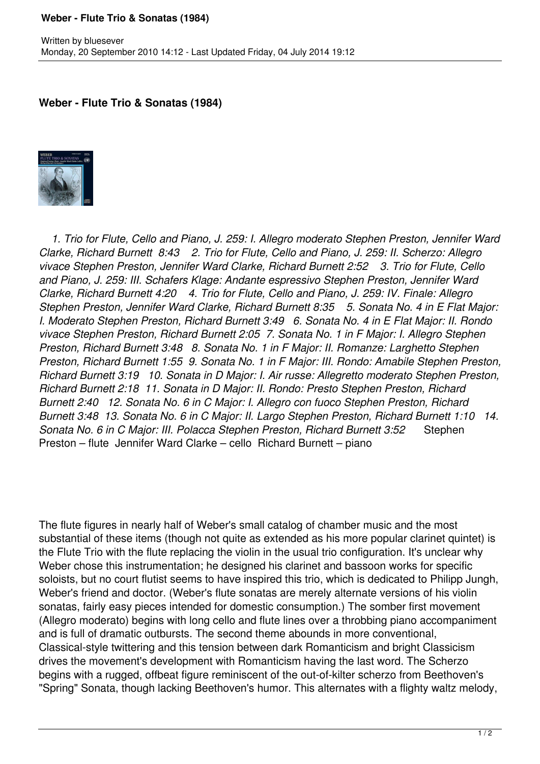# Weber - Flute Trio & Sonatas (1984)

*1. Trio for Flute, Cello and Piano, J. 259: I. Allegro moderato Stephen Preston, Jennifer Ward Clarke, Richard Burnett 8:43 2. Trio for Flute, Cello and Piano, J. 259: II. Scherzo: Allegro vivace Stephen Preston, Jennifer Ward Clarke, Richard Burnett 2:52 3. Trio for Flute, Cello and Piano, J. 259: III. Schafers Klage: Andante espressivo Stephen Preston, Jennifer Ward Clarke, Richard Burnett 4:20 4. Trio for Flute, Cello and Piano, J. 259: IV. Finale: Allegro Stephen Preston, Jennifer Ward Clarke, Richard Burnett 8:35 5. Sonata No. 4 in E Flat Major: I. Moderato Stephen Preston, Richard Burnett 3:49 6. Sonata No. 4 in E Flat Major: II. Rondo vivace Stephen Preston, Richard Burnett 2:05 7. Sonata No. 1 in F Major: I. Allegro Stephen Preston, Richard Burnett 3:48 8. Sonata No. 1 in F Major: II. Romanze: Larghetto Stephen Preston, Richard Burnett 1:55 9. Sonata No. 1 in F Major: III. Rondo: Amabile Stephen Preston, Richard Burnett 3:19 10. Sonata in D Major: I. Air russe: Allegretto moderato Stephen Preston, Richard Burnett 2:18 11. Sonata in D Major: II. Rondo: Presto Stephen Preston, Richard Burnett 2:40 12. Sonata No. 6 in C Major: I. Allegro con fuoco Stephen Preston, Richard Burnett 3:48 13. Sonata No. 6 in C Major: II. Largo Stephen Preston, Richard Burnett 1:10 14. Sonata No. 6 in C Major: III. Polacca Stephen Preston, Richard Burnett 3:52* Stephen Preston – flute Jennifer Ward Clarke – cello Richard Burnett – piano

The flute figures in nearly half of Weber's small catalog of chamber music and the most substantial of these items (though not quite as extended as his more popular clarinet quintet) is the Flute Trio with the flute replacing the violin in the usual trio configuration. It's unclear why Weber chose this instrumentation; he designed his clarinet and bassoon works for specific soloists, but no court flutist seems to have inspired this trio, which is dedicated to Philipp Jungh, Weber's friend and doctor. (Weber's flute sonatas are merely alternate versions of his violin sonatas, fairly easy pieces intended for domestic consumption.) The somber first movement (Allegro moderato) begins with long cello and flute lines over a throbbing piano accompaniment and is full of dramatic outbursts. The second theme abounds in more conventional, Classical-style twittering and this tension between dark Romanticism and bright Classicism drives the movement's development with Romanticism having the last word. The Scherzo begins with a rugged, offbeat figure reminiscent of the out-of-kilter scherzo from Beethoven's "Spring" Sonata, though lacking Beethoven's humor. This alternates with a flighty waltz melody,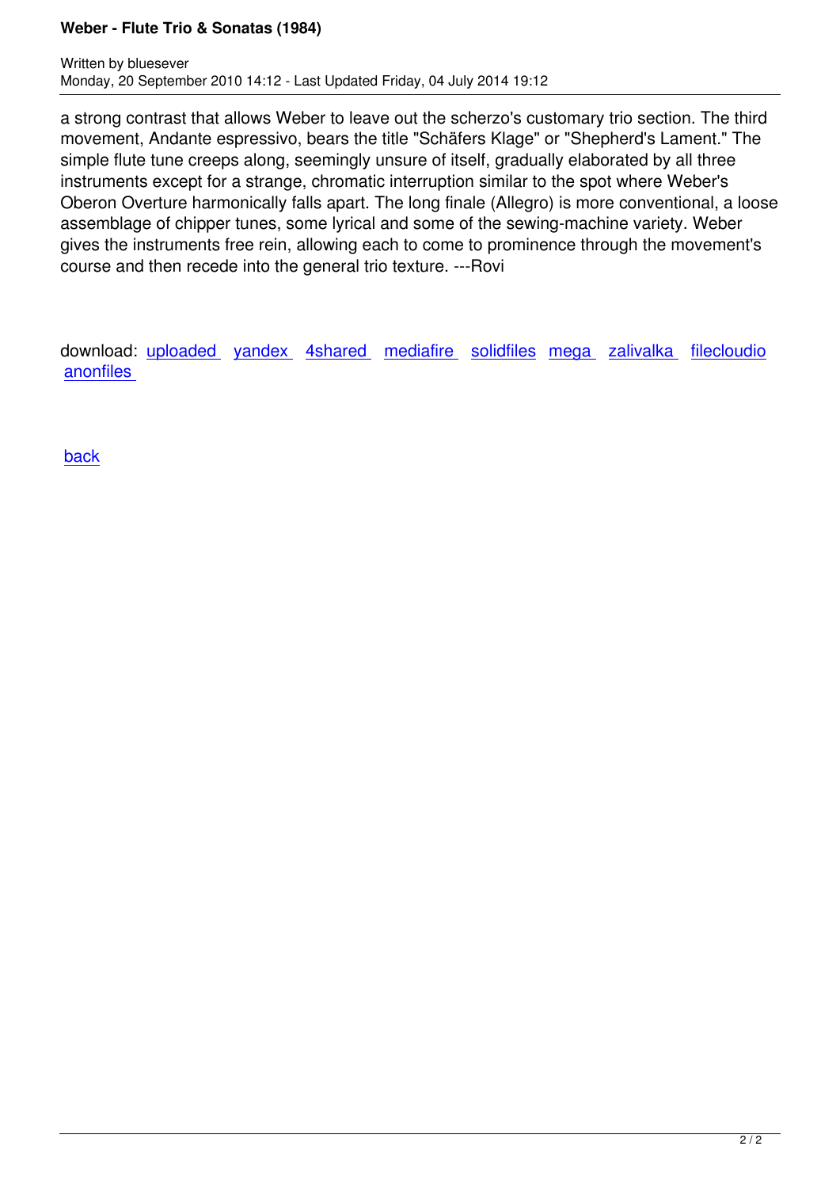a strong contrast that allows Weber to leave out the scherzo's customary trio section. The third movement, Andante espressivo, bears the title "Schäfers Klage" or "Shepherd's Lament." The simple flute tune creeps along, seemingly unsure of itself, gradually elaborated by all three instruments except for a strange, chromatic interruption similar to the spot where Weber's Oberon Overture harmonically falls apart. The long finale (Allegro) is more conventional, a loose assemblage of chipper tunes, some lyrical and some of the sewing-machine variety. Weber gives the instruments free rein, allowing each to come to prominence through the movement's course and then recede into the general trio texture. ---Rovi

download: uploaded yandex 4shared mediafire solidfiles mega zalivalka filecloudio anonfiles

back